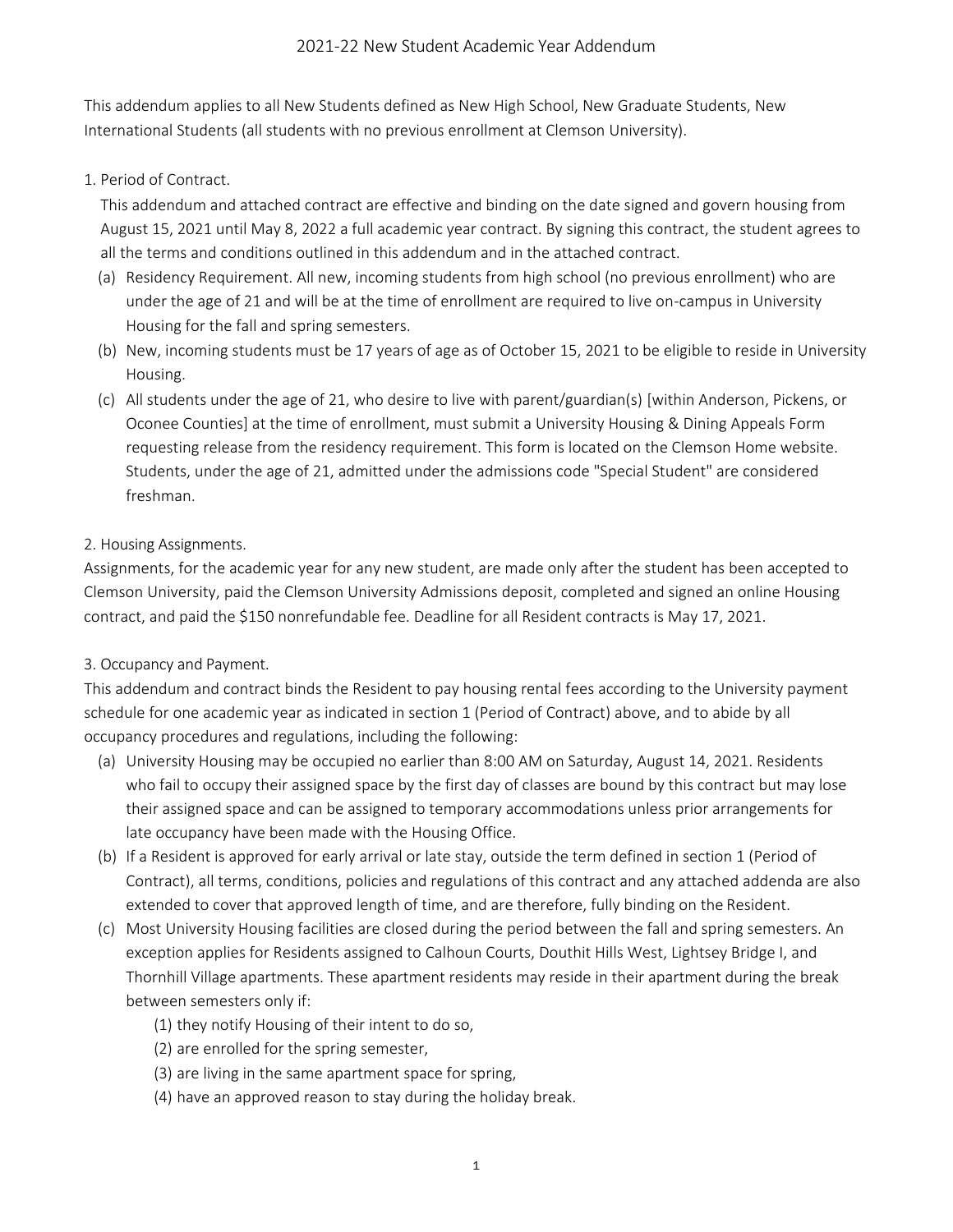# 2021-22 New Student Academic Year Addendum

This addendum applies to all New Students defined as New High School, New Graduate Students, New International Students (all students with no previous enrollment at Clemson University).

1. Period of Contract.

This addendum and attached contract are effective and binding on the date signed and govern housing from August 15, 2021 until May 8, 2022 a full academic year contract. By signing this contract, the student agrees to all the terms and conditions outlined in this addendum and in the attached contract.

(a) Residency Requirement. All new, incoming students from high school (no previous enrollment) who are under the age of 21 and will be at the time of enrollment are required to live on-campus in University Housing for the fall and spring semesters.

(b) New, incoming students must be 17 years of age as of October 15, 2021 to be eligible to reside in University Housing.

(c) All students under the age of 21, who desire to live with parent/guardian(s) [within Anderson, Pickens, or Oconee Counties] at the time of enrollment, must submit a University Housing & Dining Appeals Form requesting release from the residency requirement. This form is located on the Clemson Home website. Students, under the age of 21, admitted under the admissions code "Special Student" are considered freshman.

2. Housing Assignments.

Assignments, for the academic year for any new student, are made only after the student has been accepted to Clemson University, paid the Clemson University Admissions deposit, completed and signed an online Housing contract, and paid the $150 nonrefundable fee. Deadline for all Resident contracts is May 17, 2021.

3. Occupancy and Payment.

This addendum and contract binds the Resident to pay housing rental fees according to the University payment schedule for one academic year as indicated in section 1 (Period of Contract) above, and to abide by all occupancy procedures and regulations, including the following:

(a) University Housing may be occupied no earlier than 8:00 AM on Saturday, August 14, 2021. Residents who fail to occupy their assigned space by the first day of classes are bound by this contract but may lose their assigned space and can be assigned to temporary accommodations unless prior arrangements for late occupancy have been made with the Housing Office.

(b) If a Resident is approved for early arrival or late stay, outside the term defined in section 1 (Period of Contract), all terms, conditions, policies and regulations of this contract and any attached addenda are also extended to cover that approved length of time, and are therefore, fully binding on the Resident.

(c) Most University Housing facilities are closed during the period between the fall and spring semesters. An exception applies for Residents assigned to Calhoun Courts, Douthit Hills West, Lightsey Bridge I, and Thornhill Village apartments. These apartment residents may reside in their apartment during the break between semesters only if:

(1) they notify Housing of their intent to do so,

(2) are enrolled for the spring semester,

(3) are living in the same apartment space for spring,

(4) have an approved reason to stay during the holiday break.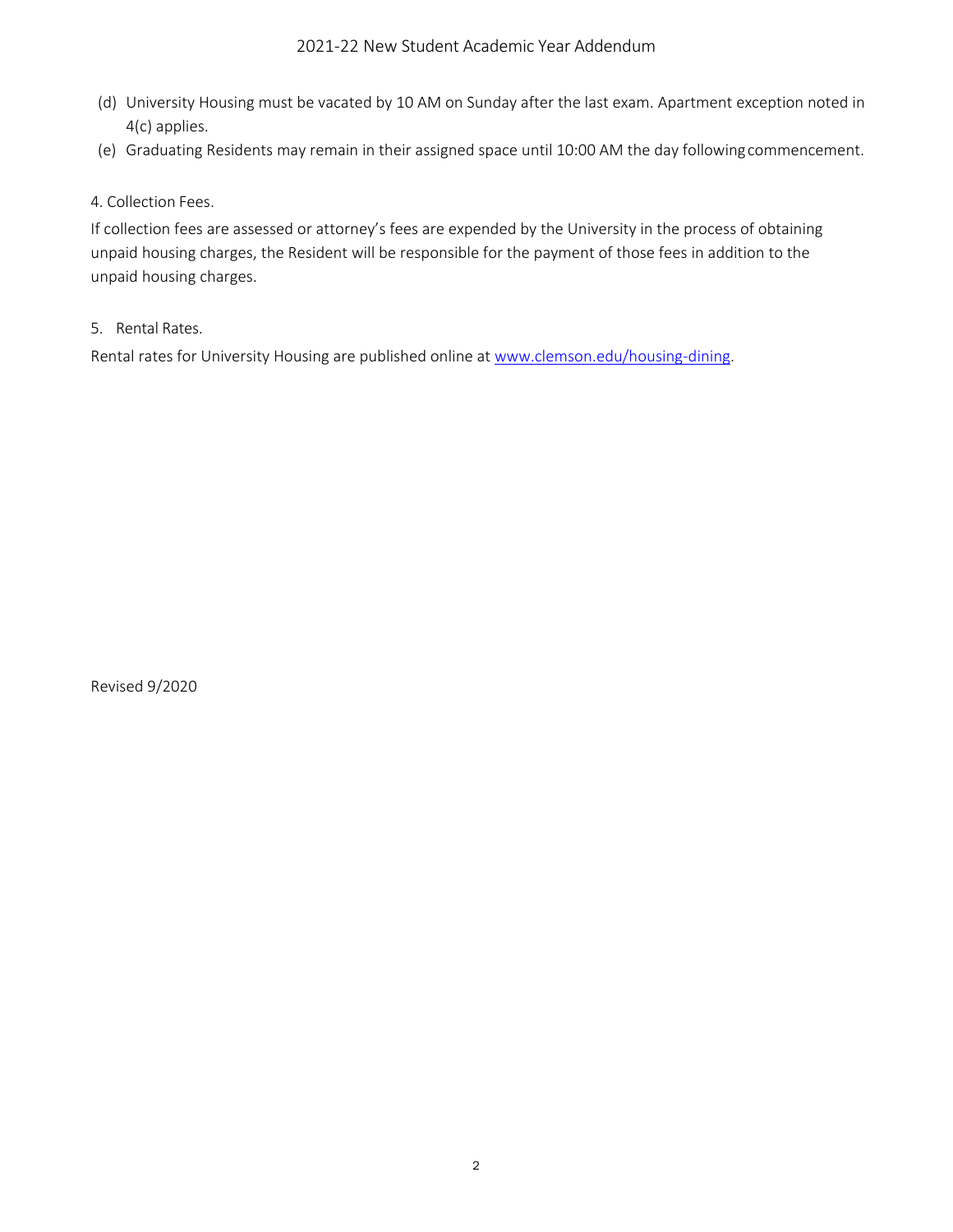(d) University Housing must be vacated by 10 AM on Sunday after the last exam. Apartment exception noted in 4(c) applies.

(e) Graduating Residents may remain in their assigned space until 10:00 AM the day following commencement.

4. Collection Fees.

If collection fees are assessed or attorney's fees are expended by the University in the process of obtaining unpaid housing charges, the Resident will be responsible for the payment of those fees in addition to the unpaid housing charges.

5. Rental Rates.

Rental rates for University Housing are published online at [www.clemson.edu/housing-dining](http://www.clemson.edu/housing-dining).

Revised 9/2020